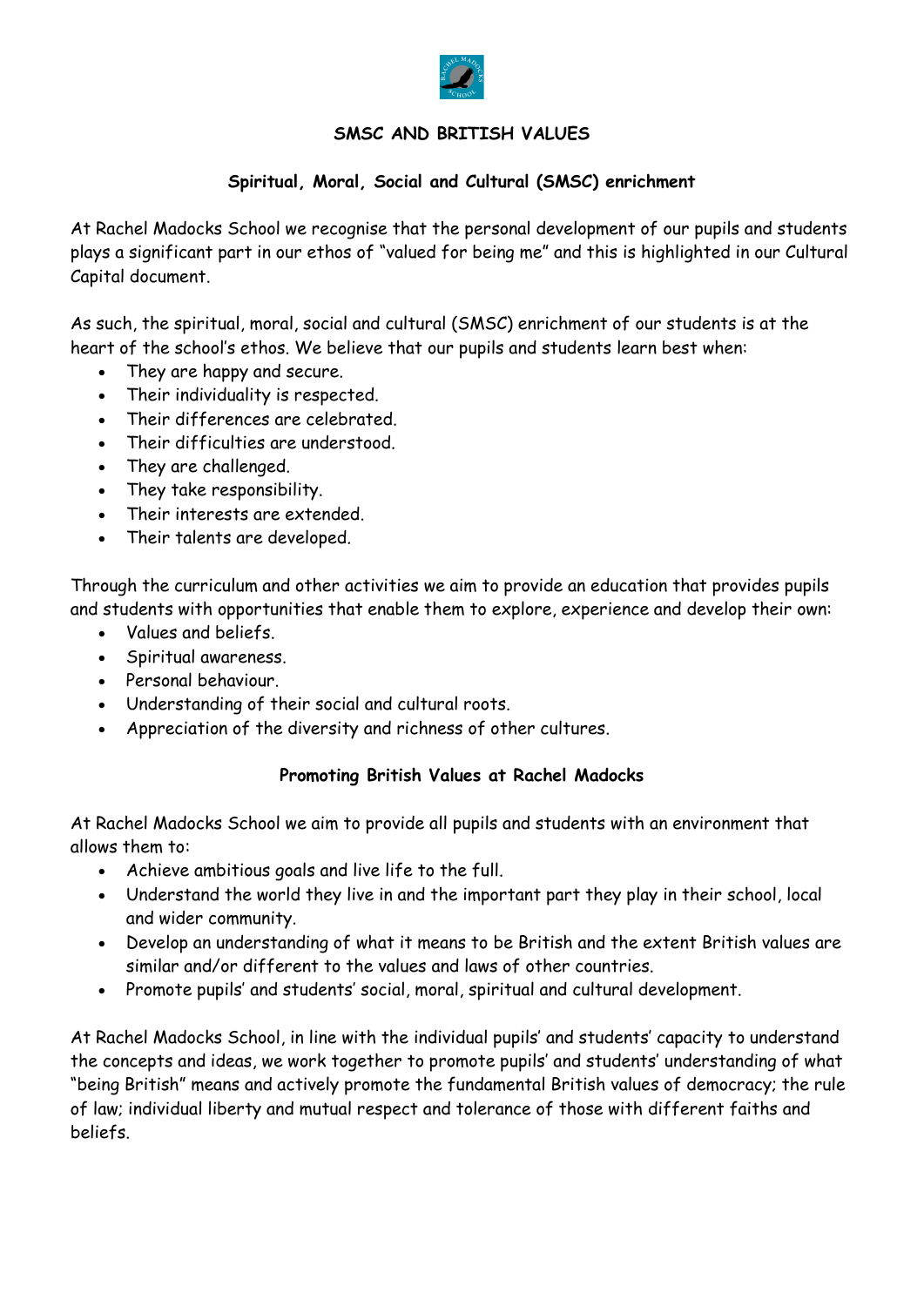# SMSC AND BRITISH VALUES

## Spiritual, Moral, Social and Cultural (SMSC) enrichment

At Rachel Madocks School we recognise that the personal development of our pupils and students plays a significant part in our ethos of "valued for being me" and this is highlighted in our Cultural Capital document.

As such, the spiritual, moral, social and cultural (SMSC) enrichment of our students is at the heart of the school's ethos. We believe that our pupils and students learn best when:

- They are happy and secure.
- Their individuality is respected.
- Their differences are celebrated.
- Their difficulties are understood.
- They are challenged.
- They take responsibility.
- Their interests are extended.
- Their talents are developed.

Through the curriculum and other activities we aim to provide an education that provides pupils and students with opportunities that enable them to explore, experience and develop their own:

- Values and beliefs.
- Spiritual awareness.
- Personal behaviour.
- Understanding of their social and cultural roots.
- Appreciation of the diversity and richness of other cultures.

## Promoting British Values at Rachel Madocks

At Rachel Madocks School we aim to provide all pupils and students with an environment that allows them to:

- Achieve ambitious goals and live life to the full.
- Understand the world they live in and the important part they play in their school, local and wider community.
- Develop an understanding of what it means to be British and the extent British values are similar and/or different to the values and laws of other countries.
- Promote pupils' and students' social, moral, spiritual and cultural development.

At Rachel Madocks School, in line with the individual pupils' and students' capacity to understand the concepts and ideas, we work together to promote pupils' and students' understanding of what "being British" means and actively promote the fundamental British values of democracy; the rule of law; individual liberty and mutual respect and tolerance of those with different faiths and beliefs.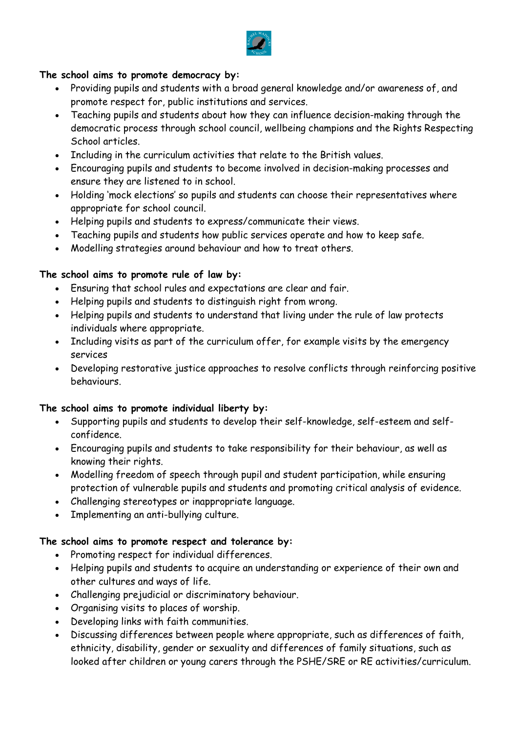**The school aims to promote democracy by:**

- Providing pupils and students with a broad general knowledge and/or awareness of, and promote respect for, public institutions and services.
- Teaching pupils and students about how they can influence decision-making through the democratic process through school council, wellbeing champions and the Rights Respecting School articles.
- Including in the curriculum activities that relate to the British values.
- Encouraging pupils and students to become involved in decision-making processes and ensure they are listened to in school.
- Holding 'mock elections' so pupils and students can choose their representatives where appropriate for school council.
- Helping pupils and students to express/communicate their views.
- Teaching pupils and students how public services operate and how to keep safe.
- Modelling strategies around behaviour and how to treat others.

**The school aims to promote rule of law by:**

- Ensuring that school rules and expectations are clear and fair.
- Helping pupils and students to distinguish right from wrong.
- Helping pupils and students to understand that living under the rule of law protects individuals where appropriate.
- Including visits as part of the curriculum offer, for example visits by the emergency services
- Developing restorative justice approaches to resolve conflicts through reinforcing positive behaviours.

**The school aims to promote individual liberty by:**

- Supporting pupils and students to develop their self-knowledge, self-esteem and self-confidence.
- Encouraging pupils and students to take responsibility for their behaviour, as well as knowing their rights.
- Modelling freedom of speech through pupil and student participation, while ensuring protection of vulnerable pupils and students and promoting critical analysis of evidence.
- Challenging stereotypes or inappropriate language.
- Implementing an anti-bullying culture.

**The school aims to promote respect and tolerance by:**

- Promoting respect for individual differences.
- Helping pupils and students to acquire an understanding or experience of their own and other cultures and ways of life.
- Challenging prejudicial or discriminatory behaviour.
- Organising visits to places of worship.
- Developing links with faith communities.
- Discussing differences between people where appropriate, such as differences of faith, ethnicity, disability, gender or sexuality and differences of family situations, such as looked after children or young carers through the PSHE/SRE or RE activities/curriculum.